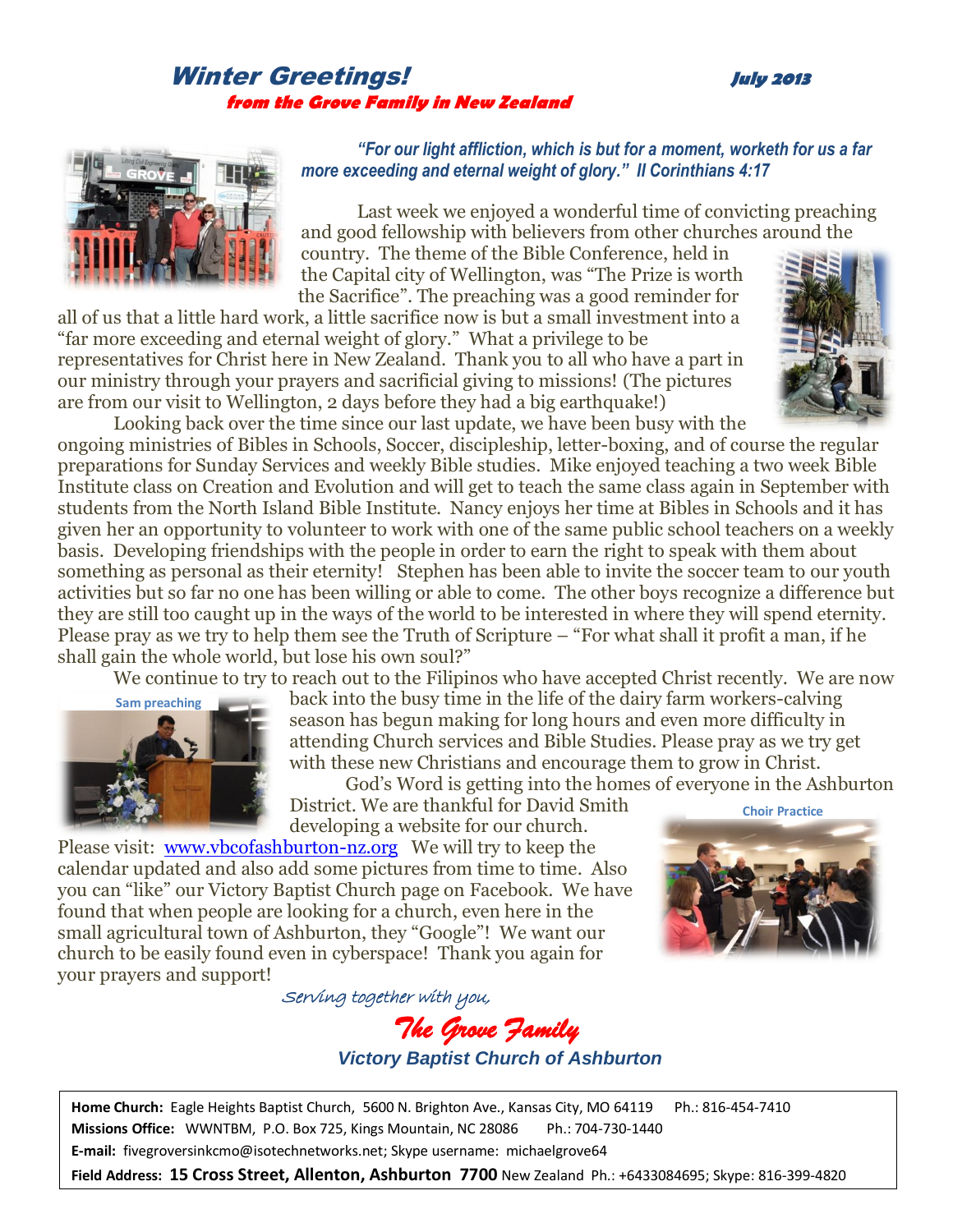# Winter Greetings!

*July 2013*

## *from the Grove Family in New Zealand*

*"For our light affliction, which is but for a moment, worketh for us a far more exceeding and eternal weight of glory." II Corinthians 4:17*

Last week we enjoyed a wonderful time of convicting preaching and good fellowship with believers from other churches around the country. The theme of the Bible Conference, held in the Capital city of Wellington, was "The Prize is worth the Sacrifice". The preaching was a good reminder for all of us that a little hard work, a little sacrifice now is but a small investment into a "far more exceeding and eternal weight of glory." What a privilege to be representatives for Christ here in New Zealand. Thank you to all who have a part in our ministry through your prayers and sacrificial giving to missions! (The pictures are from our visit to Wellington, 2 days before they had a big earthquake!)

Looking back over the time since our last update, we have been busy with the ongoing ministries of Bibles in Schools, Soccer, discipleship, letter-boxing, and of course the regular preparations for Sunday Services and weekly Bible studies. Mike enjoyed teaching a two week Bible Institute class on Creation and Evolution and will get to teach the same class again in September with students from the North Island Bible Institute. Nancy enjoys her time at Bibles in Schools and it has given her an opportunity to volunteer to work with one of the same public school teachers on a weekly basis. Developing friendships with the people in order to earn the right to speak with them about something as personal as their eternity! Stephen has been able to invite the soccer team to our youth activities but so far no one has been willing or able to come. The other boys recognize a difference but they are still too caught up in the ways of the world to be interested in where they will spend eternity. Please pray as we try to help them see the Truth of Scripture – "For what shall it profit a man, if he shall gain the whole world, but lose his own soul?"

We continue to try to reach out to the Filipinos who have accepted Christ recently. We are now back into the busy time in the life of the dairy farm workers-calving season has begun making for long hours and even more difficulty in attending Church services and Bible Studies. Please pray as we try get with these new Christians and encourage them to grow in Christ.

Sam preaching

God's Word is getting into the homes of everyone in the Ashburton District. We are thankful for David Smith developing a website for our church. Please visit: [www.vbcofashburton-nz.org](http://www.vbcofashburton-nz.org) We will try to keep the calendar updated and also add some pictures from time to time. Also you can "like" our Victory Baptist Church page on Facebook. We have found that when people are looking for a church, even here in the small agricultural town of Ashburton, they "Google"! We want our church to be easily found even in cyberspace! Thank you again for your prayers and support!

Choir Practice

*Serving together with you,*

***The Grove Family***

***Victory Baptist Church of Ashburton***

**Home Church:** Eagle Heights Baptist Church, 5600 N. Brighton Ave., Kansas City, MO 64119 Ph.: 816-454-7410
**Missions Office:** WWNTBM, P.O. Box 725, Kings Mountain, NC 28086 Ph.: 704-730-1440
**E-mail:** fivegroversinkcmo@isotechnetworks.net; Skype username: michaelgrove64
**Field Address: 15 Cross Street, Allenton, Ashburton 7700** New Zealand Ph.: +6433084695; Skype: 816-399-4820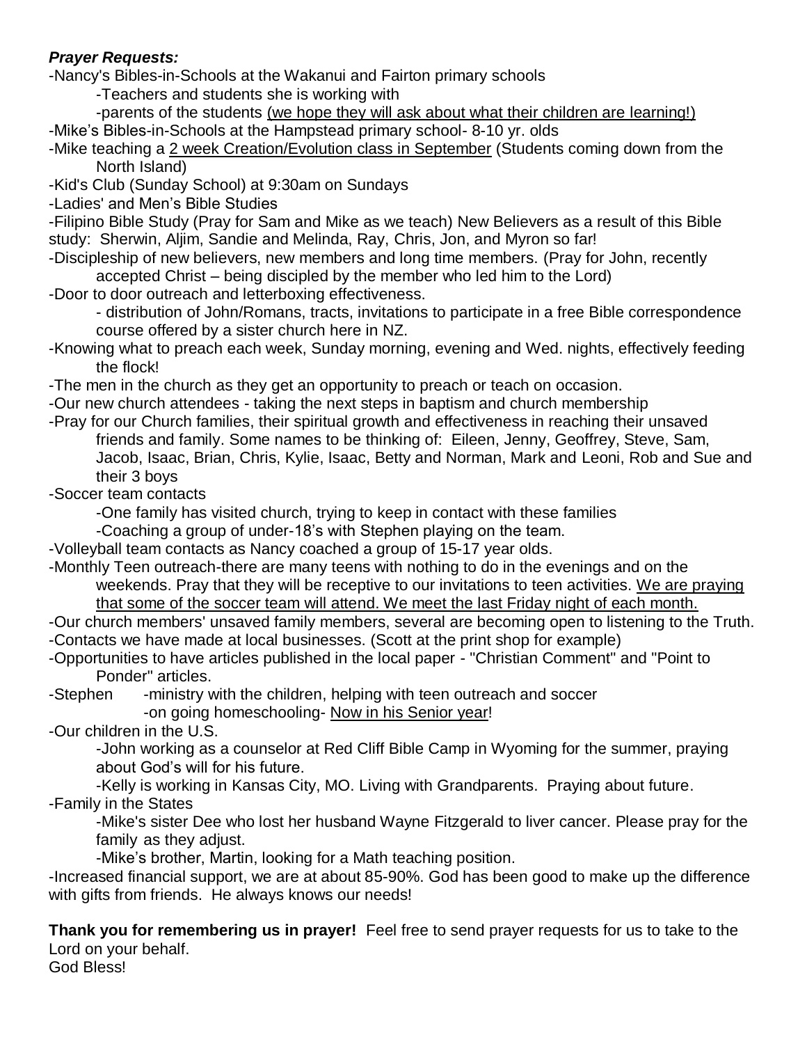***Prayer Requests:***

-Nancy's Bibles-in-Schools at the Wakanui and Fairton primary schools

-Teachers and students she is working with

-parents of the students <u>(we hope they will ask about what their children are learning!)</u>

-Mike's Bibles-in-Schools at the Hampstead primary school- 8-10 yr. olds

-Mike teaching a <u>2 week Creation/Evolution class in September</u> (Students coming down from the North Island)

-Kid's Club (Sunday School) at 9:30am on Sundays

-Ladies' and Men's Bible Studies

-Filipino Bible Study (Pray for Sam and Mike as we teach) New Believers as a result of this Bible study: Sherwin, Aljim, Sandie and Melinda, Ray, Chris, Jon, and Myron so far!

-Discipleship of new believers, new members and long time members. (Pray for John, recently accepted Christ – being discipled by the member who led him to the Lord)

-Door to door outreach and letterboxing effectiveness.

- distribution of John/Romans, tracts, invitations to participate in a free Bible correspondence course offered by a sister church here in NZ.

-Knowing what to preach each week, Sunday morning, evening and Wed. nights, effectively feeding the flock!

-The men in the church as they get an opportunity to preach or teach on occasion.

-Our new church attendees - taking the next steps in baptism and church membership

-Pray for our Church families, their spiritual growth and effectiveness in reaching their unsaved friends and family. Some names to be thinking of: Eileen, Jenny, Geoffrey, Steve, Sam, Jacob, Isaac, Brian, Chris, Kylie, Isaac, Betty and Norman, Mark and Leoni, Rob and Sue and their 3 boys

-Soccer team contacts

-One family has visited church, trying to keep in contact with these families

-Coaching a group of under-18's with Stephen playing on the team.

-Volleyball team contacts as Nancy coached a group of 15-17 year olds.

-Monthly Teen outreach-there are many teens with nothing to do in the evenings and on the weekends. Pray that they will be receptive to our invitations to teen activities. <u>We are praying that some of the soccer team will attend. We meet the last Friday night of each month.</u>

-Our church members' unsaved family members, several are becoming open to listening to the Truth.

-Contacts we have made at local businesses. (Scott at the print shop for example)

-Opportunities to have articles published in the local paper - "Christian Comment" and "Point to Ponder" articles.

-Stephen -ministry with the children, helping with teen outreach and soccer

-on going homeschooling- <u>Now in his Senior year</u>!

-Our children in the U.S.

-John working as a counselor at Red Cliff Bible Camp in Wyoming for the summer, praying about God's will for his future.

-Kelly is working in Kansas City, MO. Living with Grandparents. Praying about future.

-Family in the States

-Mike's sister Dee who lost her husband Wayne Fitzgerald to liver cancer. Please pray for the family as they adjust.

-Mike's brother, Martin, looking for a Math teaching position.

-Increased financial support, we are at about 85-90%. God has been good to make up the difference with gifts from friends. He always knows our needs!

**Thank you for remembering us in prayer!** Feel free to send prayer requests for us to take to the Lord on your behalf.

God Bless!